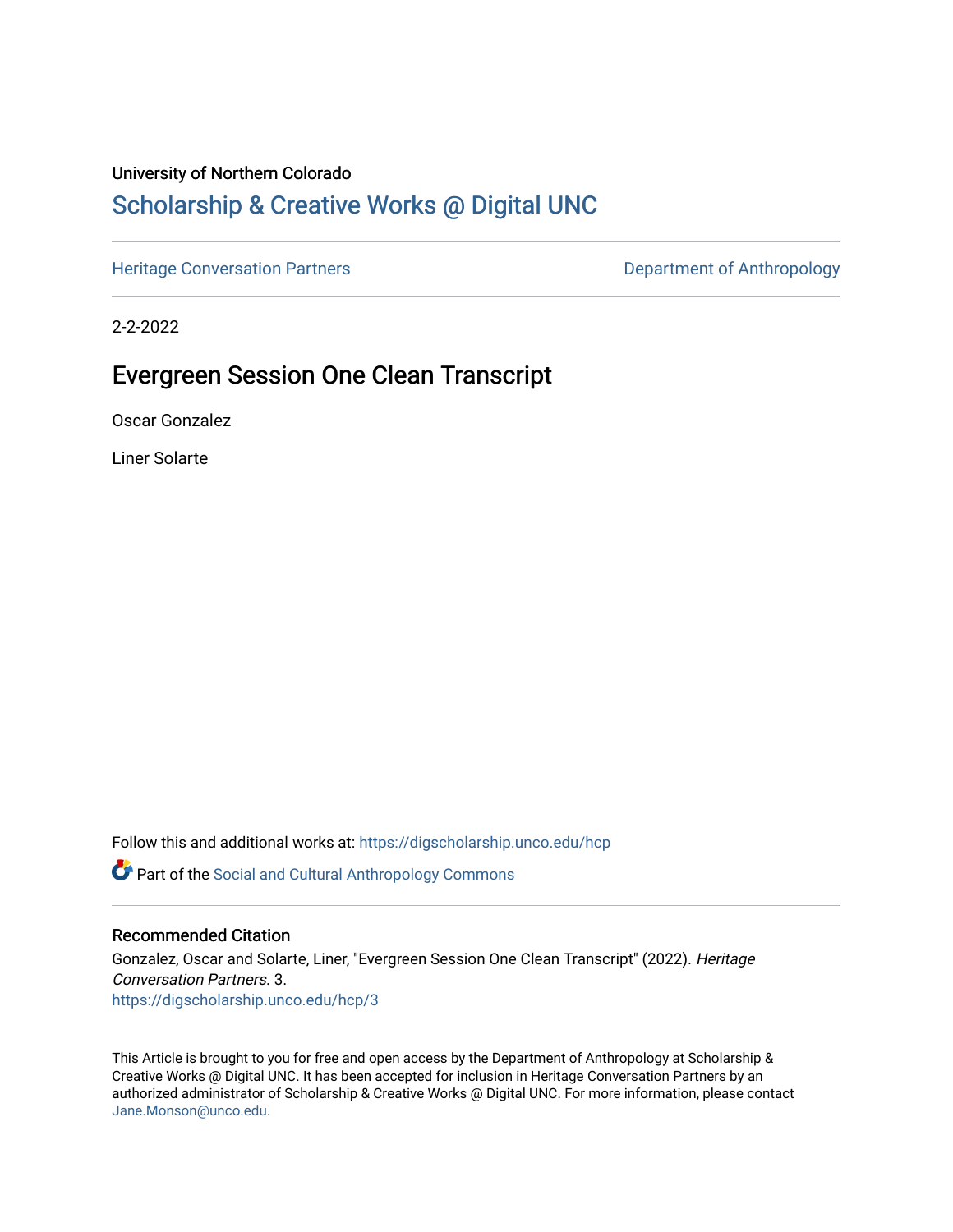University of Northern Colorado

# Scholarship & Creative Works @ Digital UNC

Heritage Conversation Partners

Department of Anthropology

2-2-2022

## Evergreen Session One Clean Transcript

Oscar Gonzalez

Liner Solarte

Follow this and additional works at: https://digscholarship.unco.edu/hcp

Part of the Social and Cultural Anthropology Commons

### Recommended Citation

Gonzalez, Oscar and Solarte, Liner, "Evergreen Session One Clean Transcript" (2022). *Heritage Conversation Partners*. 3.
https://digscholarship.unco.edu/hcp/3

This Article is brought to you for free and open access by the Department of Anthropology at Scholarship & Creative Works @ Digital UNC. It has been accepted for inclusion in Heritage Conversation Partners by an authorized administrator of Scholarship & Creative Works @ Digital UNC. For more information, please contact Jane.Monson@unco.edu.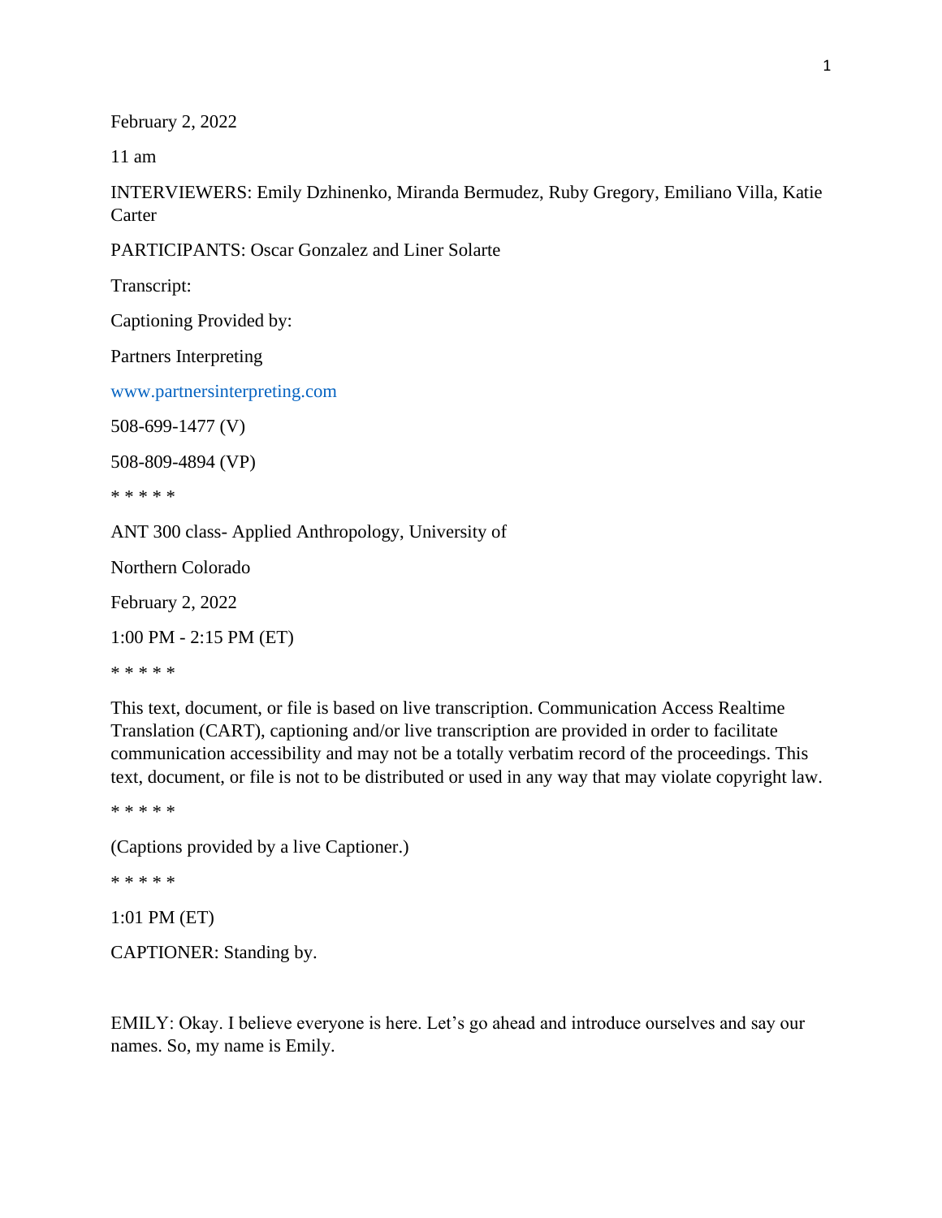February 2, 2022

11 am

INTERVIEWERS: Emily Dzhinenko, Miranda Bermudez, Ruby Gregory, Emiliano Villa, Katie Carter

PARTICIPANTS: Oscar Gonzalez and Liner Solarte

Transcript:

Captioning Provided by:

Partners Interpreting

www.partnersinterpreting.com

508-699-1477 (V)

508-809-4894 (VP)

* * * * *

ANT 300 class- Applied Anthropology, University of

Northern Colorado

February 2, 2022

1:00 PM - 2:15 PM (ET)

* * * * *

This text, document, or file is based on live transcription. Communication Access Realtime Translation (CART), captioning and/or live transcription are provided in order to facilitate communication accessibility and may not be a totally verbatim record of the proceedings. This text, document, or file is not to be distributed or used in any way that may violate copyright law.

* * * * *

(Captions provided by a live Captioner.)

* * * * *

1:01 PM (ET)

CAPTIONER: Standing by.

EMILY: Okay. I believe everyone is here. Let's go ahead and introduce ourselves and say our names. So, my name is Emily.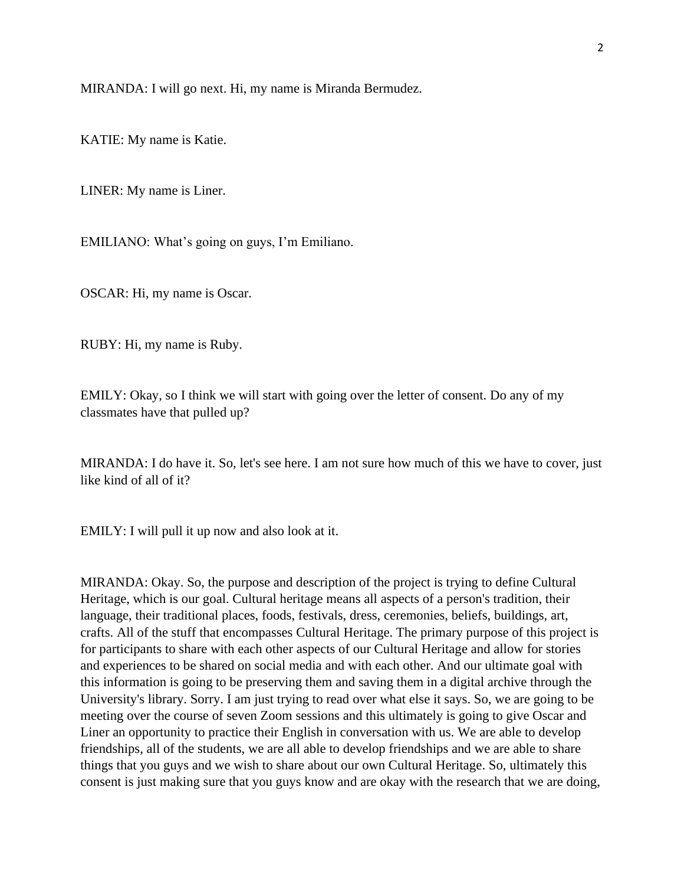MIRANDA: I will go next. Hi, my name is Miranda Bermudez.

KATIE: My name is Katie.

LINER: My name is Liner.

EMILIANO: What's going on guys, I'm Emiliano.

OSCAR: Hi, my name is Oscar.

RUBY: Hi, my name is Ruby.

EMILY: Okay, so I think we will start with going over the letter of consent. Do any of my classmates have that pulled up?

MIRANDA: I do have it. So, let's see here. I am not sure how much of this we have to cover, just like kind of all of it?

EMILY: I will pull it up now and also look at it.

MIRANDA: Okay. So, the purpose and description of the project is trying to define Cultural Heritage, which is our goal. Cultural heritage means all aspects of a person's tradition, their language, their traditional places, foods, festivals, dress, ceremonies, beliefs, buildings, art, crafts. All of the stuff that encompasses Cultural Heritage. The primary purpose of this project is for participants to share with each other aspects of our Cultural Heritage and allow for stories and experiences to be shared on social media and with each other. And our ultimate goal with this information is going to be preserving them and saving them in a digital archive through the University's library. Sorry. I am just trying to read over what else it says. So, we are going to be meeting over the course of seven Zoom sessions and this ultimately is going to give Oscar and Liner an opportunity to practice their English in conversation with us. We are able to develop friendships, all of the students, we are all able to develop friendships and we are able to share things that you guys and we wish to share about our own Cultural Heritage. So, ultimately this consent is just making sure that you guys know and are okay with the research that we are doing,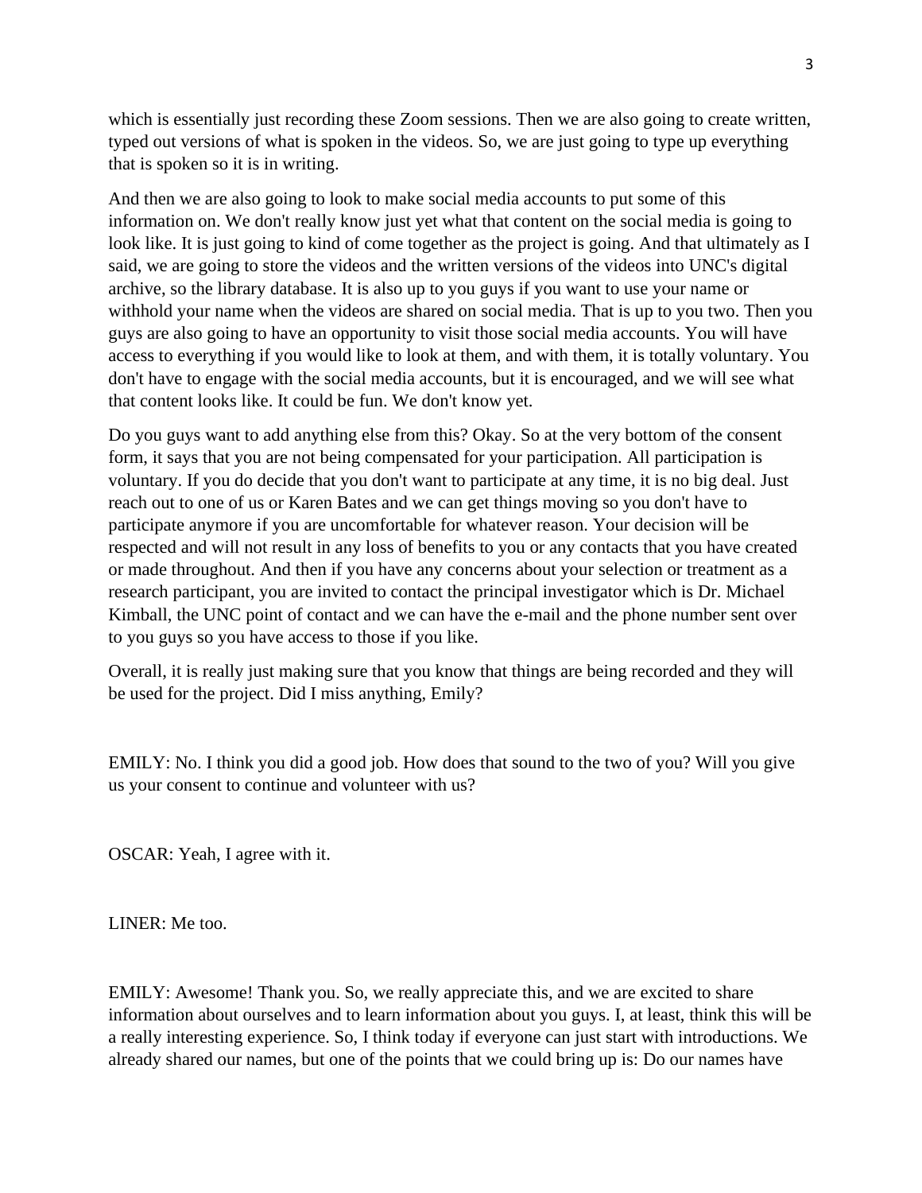which is essentially just recording these Zoom sessions. Then we are also going to create written, typed out versions of what is spoken in the videos. So, we are just going to type up everything that is spoken so it is in writing.

And then we are also going to look to make social media accounts to put some of this information on. We don't really know just yet what that content on the social media is going to look like. It is just going to kind of come together as the project is going. And that ultimately as I said, we are going to store the videos and the written versions of the videos into UNC's digital archive, so the library database. It is also up to you guys if you want to use your name or withhold your name when the videos are shared on social media. That is up to you two. Then you guys are also going to have an opportunity to visit those social media accounts. You will have access to everything if you would like to look at them, and with them, it is totally voluntary. You don't have to engage with the social media accounts, but it is encouraged, and we will see what that content looks like. It could be fun. We don't know yet.

Do you guys want to add anything else from this? Okay. So at the very bottom of the consent form, it says that you are not being compensated for your participation. All participation is voluntary. If you do decide that you don't want to participate at any time, it is no big deal. Just reach out to one of us or Karen Bates and we can get things moving so you don't have to participate anymore if you are uncomfortable for whatever reason. Your decision will be respected and will not result in any loss of benefits to you or any contacts that you have created or made throughout. And then if you have any concerns about your selection or treatment as a research participant, you are invited to contact the principal investigator which is Dr. Michael Kimball, the UNC point of contact and we can have the e-mail and the phone number sent over to you guys so you have access to those if you like.

Overall, it is really just making sure that you know that things are being recorded and they will be used for the project. Did I miss anything, Emily?

EMILY: No. I think you did a good job. How does that sound to the two of you? Will you give us your consent to continue and volunteer with us?

OSCAR: Yeah, I agree with it.

LINER: Me too.

EMILY: Awesome! Thank you. So, we really appreciate this, and we are excited to share information about ourselves and to learn information about you guys. I, at least, think this will be a really interesting experience. So, I think today if everyone can just start with introductions. We already shared our names, but one of the points that we could bring up is: Do our names have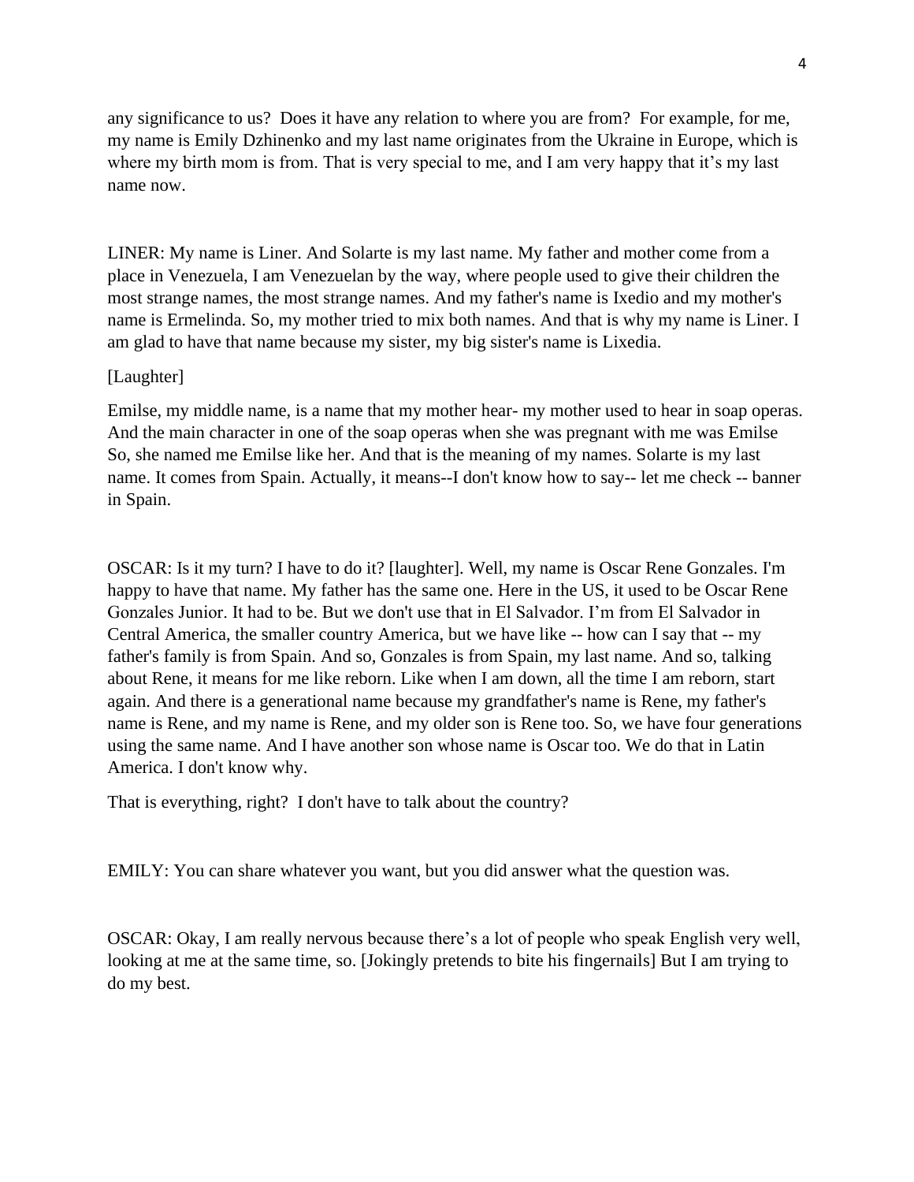any significance to us? Does it have any relation to where you are from? For example, for me, my name is Emily Dzhinenko and my last name originates from the Ukraine in Europe, which is where my birth mom is from. That is very special to me, and I am very happy that it's my last name now.

LINER: My name is Liner. And Solarte is my last name. My father and mother come from a place in Venezuela, I am Venezuelan by the way, where people used to give their children the most strange names, the most strange names. And my father's name is Ixedio and my mother's name is Ermelinda. So, my mother tried to mix both names. And that is why my name is Liner. I am glad to have that name because my sister, my big sister's name is Lixedia.

[Laughter]

Emilse, my middle name, is a name that my mother hear- my mother used to hear in soap operas. And the main character in one of the soap operas when she was pregnant with me was Emilse So, she named me Emilse like her. And that is the meaning of my names. Solarte is my last name. It comes from Spain. Actually, it means--I don't know how to say-- let me check -- banner in Spain.

OSCAR: Is it my turn? I have to do it? [laughter]. Well, my name is Oscar Rene Gonzales. I'm happy to have that name. My father has the same one. Here in the US, it used to be Oscar Rene Gonzales Junior. It had to be. But we don't use that in El Salvador. I'm from El Salvador in Central America, the smaller country America, but we have like -- how can I say that -- my father's family is from Spain. And so, Gonzales is from Spain, my last name. And so, talking about Rene, it means for me like reborn. Like when I am down, all the time I am reborn, start again. And there is a generational name because my grandfather's name is Rene, my father's name is Rene, and my name is Rene, and my older son is Rene too. So, we have four generations using the same name. And I have another son whose name is Oscar too. We do that in Latin America. I don't know why.

That is everything, right? I don't have to talk about the country?

EMILY: You can share whatever you want, but you did answer what the question was.

OSCAR: Okay, I am really nervous because there's a lot of people who speak English very well, looking at me at the same time, so. [Jokingly pretends to bite his fingernails] But I am trying to do my best.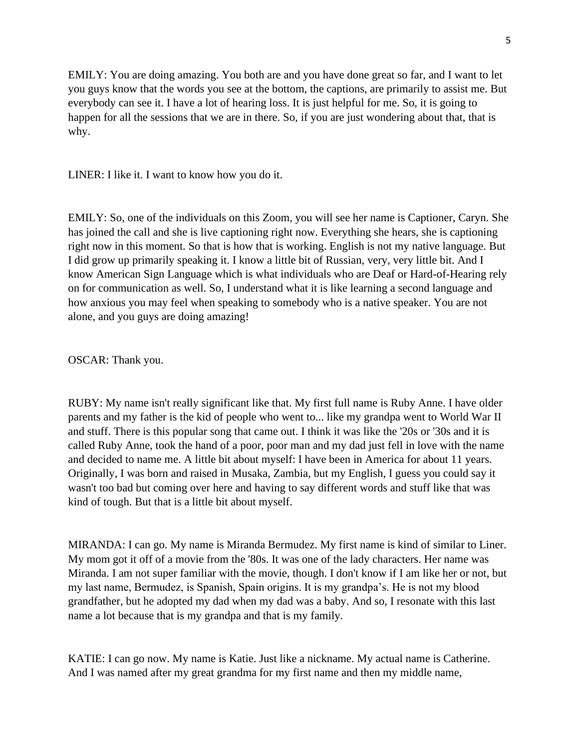EMILY: You are doing amazing. You both are and you have done great so far, and I want to let you guys know that the words you see at the bottom, the captions, are primarily to assist me. But everybody can see it. I have a lot of hearing loss. It is just helpful for me. So, it is going to happen for all the sessions that we are in there. So, if you are just wondering about that, that is why.

LINER: I like it. I want to know how you do it.

EMILY: So, one of the individuals on this Zoom, you will see her name is Captioner, Caryn. She has joined the call and she is live captioning right now. Everything she hears, she is captioning right now in this moment. So that is how that is working. English is not my native language. But I did grow up primarily speaking it. I know a little bit of Russian, very, very little bit. And I know American Sign Language which is what individuals who are Deaf or Hard-of-Hearing rely on for communication as well. So, I understand what it is like learning a second language and how anxious you may feel when speaking to somebody who is a native speaker. You are not alone, and you guys are doing amazing!

OSCAR: Thank you.

RUBY: My name isn't really significant like that. My first full name is Ruby Anne. I have older parents and my father is the kid of people who went to... like my grandpa went to World War II and stuff. There is this popular song that came out. I think it was like the '20s or '30s and it is called Ruby Anne, took the hand of a poor, poor man and my dad just fell in love with the name and decided to name me. A little bit about myself: I have been in America for about 11 years. Originally, I was born and raised in Musaka, Zambia, but my English, I guess you could say it wasn't too bad but coming over here and having to say different words and stuff like that was kind of tough. But that is a little bit about myself.

MIRANDA: I can go. My name is Miranda Bermudez. My first name is kind of similar to Liner. My mom got it off of a movie from the '80s. It was one of the lady characters. Her name was Miranda. I am not super familiar with the movie, though. I don't know if I am like her or not, but my last name, Bermudez, is Spanish, Spain origins. It is my grandpa's. He is not my blood grandfather, but he adopted my dad when my dad was a baby. And so, I resonate with this last name a lot because that is my grandpa and that is my family.

KATIE: I can go now. My name is Katie. Just like a nickname. My actual name is Catherine. And I was named after my great grandma for my first name and then my middle name,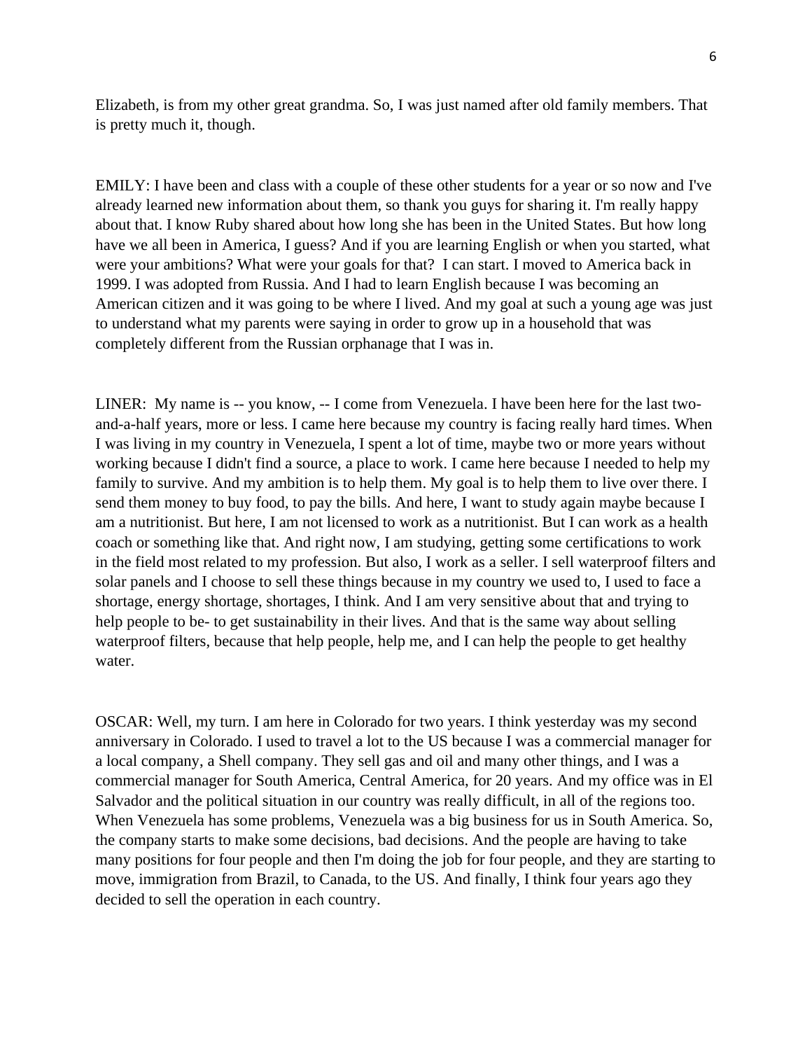Elizabeth, is from my other great grandma. So, I was just named after old family members. That is pretty much it, though.

EMILY: I have been and class with a couple of these other students for a year or so now and I've already learned new information about them, so thank you guys for sharing it. I'm really happy about that. I know Ruby shared about how long she has been in the United States. But how long have we all been in America, I guess? And if you are learning English or when you started, what were your ambitions? What were your goals for that? I can start. I moved to America back in 1999. I was adopted from Russia. And I had to learn English because I was becoming an American citizen and it was going to be where I lived. And my goal at such a young age was just to understand what my parents were saying in order to grow up in a household that was completely different from the Russian orphanage that I was in.

LINER: My name is -- you know, -- I come from Venezuela. I have been here for the last two-and-a-half years, more or less. I came here because my country is facing really hard times. When I was living in my country in Venezuela, I spent a lot of time, maybe two or more years without working because I didn't find a source, a place to work. I came here because I needed to help my family to survive. And my ambition is to help them. My goal is to help them to live over there. I send them money to buy food, to pay the bills. And here, I want to study again maybe because I am a nutritionist. But here, I am not licensed to work as a nutritionist. But I can work as a health coach or something like that. And right now, I am studying, getting some certifications to work in the field most related to my profession. But also, I work as a seller. I sell waterproof filters and solar panels and I choose to sell these things because in my country we used to, I used to face a shortage, energy shortage, shortages, I think. And I am very sensitive about that and trying to help people to be- to get sustainability in their lives. And that is the same way about selling waterproof filters, because that help people, help me, and I can help the people to get healthy water.

OSCAR: Well, my turn. I am here in Colorado for two years. I think yesterday was my second anniversary in Colorado. I used to travel a lot to the US because I was a commercial manager for a local company, a Shell company. They sell gas and oil and many other things, and I was a commercial manager for South America, Central America, for 20 years. And my office was in El Salvador and the political situation in our country was really difficult, in all of the regions too. When Venezuela has some problems, Venezuela was a big business for us in South America. So, the company starts to make some decisions, bad decisions. And the people are having to take many positions for four people and then I'm doing the job for four people, and they are starting to move, immigration from Brazil, to Canada, to the US. And finally, I think four years ago they decided to sell the operation in each country.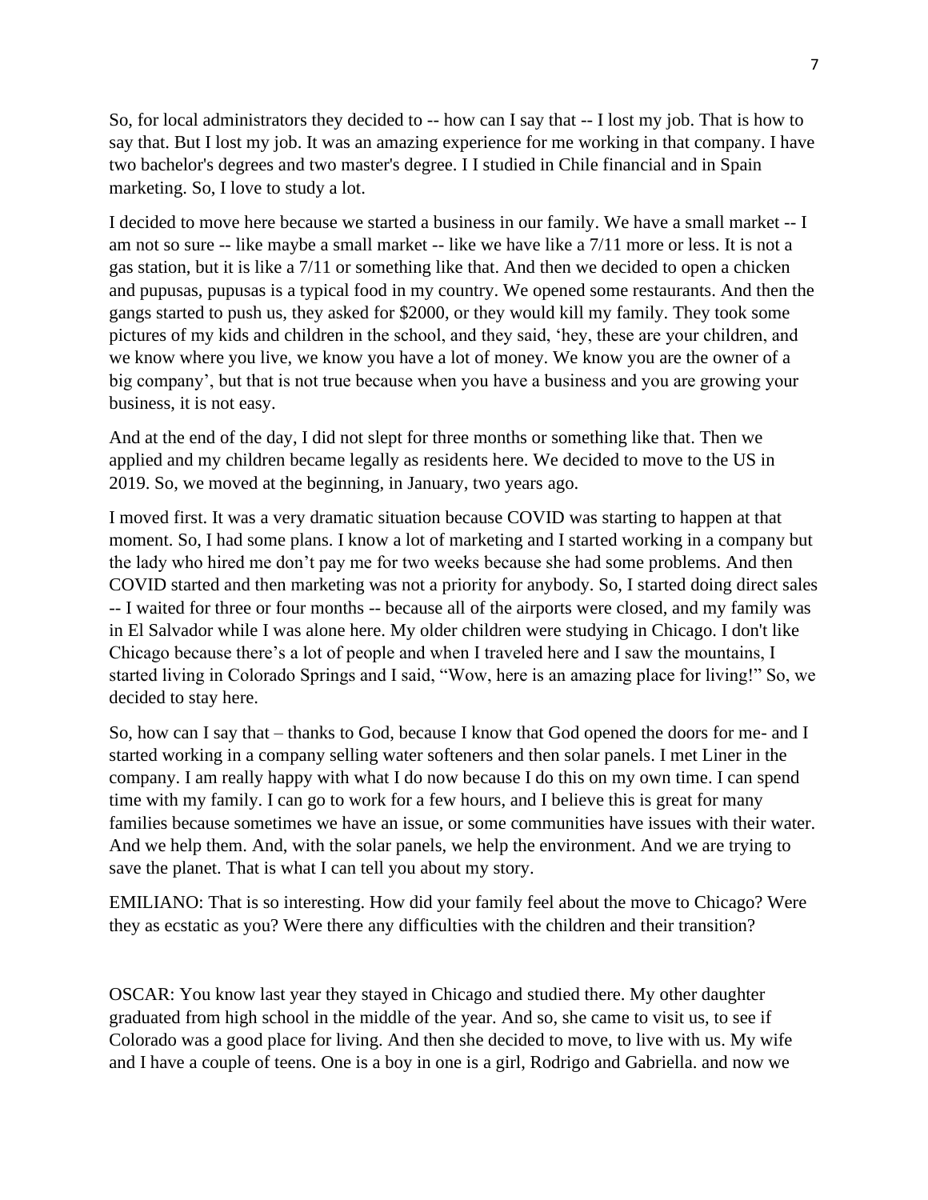So, for local administrators they decided to -- how can I say that -- I lost my job. That is how to say that. But I lost my job. It was an amazing experience for me working in that company. I have two bachelor's degrees and two master's degree. I I studied in Chile financial and in Spain marketing. So, I love to study a lot.

I decided to move here because we started a business in our family. We have a small market -- I am not so sure -- like maybe a small market -- like we have like a 7/11 more or less. It is not a gas station, but it is like a 7/11 or something like that. And then we decided to open a chicken and pupusas, pupusas is a typical food in my country. We opened some restaurants. And then the gangs started to push us, they asked for $2000, or they would kill my family. They took some pictures of my kids and children in the school, and they said, 'hey, these are your children, and we know where you live, we know you have a lot of money. We know you are the owner of a big company', but that is not true because when you have a business and you are growing your business, it is not easy.

And at the end of the day, I did not slept for three months or something like that. Then we applied and my children became legally as residents here. We decided to move to the US in 2019. So, we moved at the beginning, in January, two years ago.

I moved first. It was a very dramatic situation because COVID was starting to happen at that moment. So, I had some plans. I know a lot of marketing and I started working in a company but the lady who hired me don't pay me for two weeks because she had some problems. And then COVID started and then marketing was not a priority for anybody. So, I started doing direct sales -- I waited for three or four months -- because all of the airports were closed, and my family was in El Salvador while I was alone here. My older children were studying in Chicago. I don't like Chicago because there's a lot of people and when I traveled here and I saw the mountains, I started living in Colorado Springs and I said, "Wow, here is an amazing place for living!" So, we decided to stay here.

So, how can I say that – thanks to God, because I know that God opened the doors for me- and I started working in a company selling water softeners and then solar panels. I met Liner in the company. I am really happy with what I do now because I do this on my own time. I can spend time with my family. I can go to work for a few hours, and I believe this is great for many families because sometimes we have an issue, or some communities have issues with their water. And we help them. And, with the solar panels, we help the environment. And we are trying to save the planet. That is what I can tell you about my story.

EMILIANO: That is so interesting. How did your family feel about the move to Chicago? Were they as ecstatic as you? Were there any difficulties with the children and their transition?

OSCAR: You know last year they stayed in Chicago and studied there. My other daughter graduated from high school in the middle of the year. And so, she came to visit us, to see if Colorado was a good place for living. And then she decided to move, to live with us. My wife and I have a couple of teens. One is a boy in one is a girl, Rodrigo and Gabriella. and now we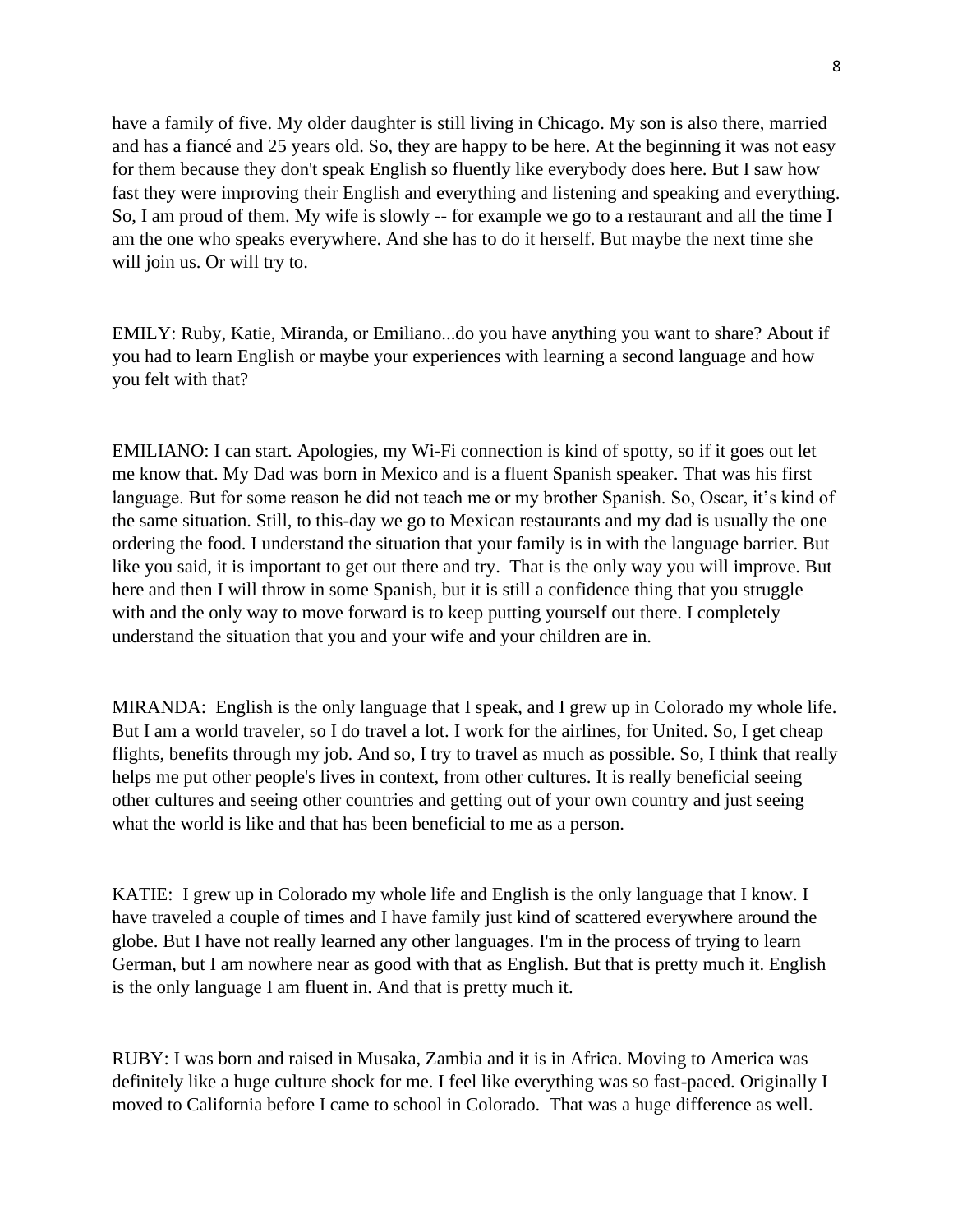have a family of five. My older daughter is still living in Chicago. My son is also there, married and has a fiancé and 25 years old. So, they are happy to be here. At the beginning it was not easy for them because they don't speak English so fluently like everybody does here. But I saw how fast they were improving their English and everything and listening and speaking and everything. So, I am proud of them. My wife is slowly -- for example we go to a restaurant and all the time I am the one who speaks everywhere. And she has to do it herself. But maybe the next time she will join us. Or will try to.

EMILY: Ruby, Katie, Miranda, or Emiliano...do you have anything you want to share? About if you had to learn English or maybe your experiences with learning a second language and how you felt with that?

EMILIANO: I can start. Apologies, my Wi-Fi connection is kind of spotty, so if it goes out let me know that. My Dad was born in Mexico and is a fluent Spanish speaker. That was his first language. But for some reason he did not teach me or my brother Spanish. So, Oscar, it's kind of the same situation. Still, to this-day we go to Mexican restaurants and my dad is usually the one ordering the food. I understand the situation that your family is in with the language barrier. But like you said, it is important to get out there and try. That is the only way you will improve. But here and then I will throw in some Spanish, but it is still a confidence thing that you struggle with and the only way to move forward is to keep putting yourself out there. I completely understand the situation that you and your wife and your children are in.

MIRANDA: English is the only language that I speak, and I grew up in Colorado my whole life. But I am a world traveler, so I do travel a lot. I work for the airlines, for United. So, I get cheap flights, benefits through my job. And so, I try to travel as much as possible. So, I think that really helps me put other people's lives in context, from other cultures. It is really beneficial seeing other cultures and seeing other countries and getting out of your own country and just seeing what the world is like and that has been beneficial to me as a person.

KATIE: I grew up in Colorado my whole life and English is the only language that I know. I have traveled a couple of times and I have family just kind of scattered everywhere around the globe. But I have not really learned any other languages. I'm in the process of trying to learn German, but I am nowhere near as good with that as English. But that is pretty much it. English is the only language I am fluent in. And that is pretty much it.

RUBY: I was born and raised in Musaka, Zambia and it is in Africa. Moving to America was definitely like a huge culture shock for me. I feel like everything was so fast-paced. Originally I moved to California before I came to school in Colorado. That was a huge difference as well.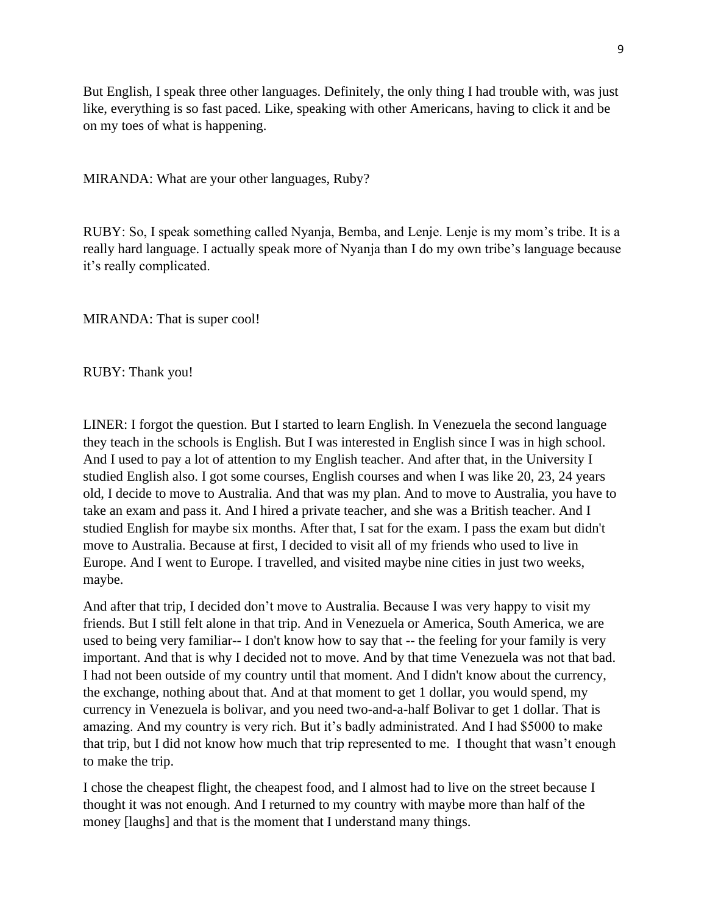But English, I speak three other languages. Definitely, the only thing I had trouble with, was just like, everything is so fast paced. Like, speaking with other Americans, having to click it and be on my toes of what is happening.

MIRANDA: What are your other languages, Ruby?

RUBY: So, I speak something called Nyanja, Bemba, and Lenje. Lenje is my mom's tribe. It is a really hard language. I actually speak more of Nyanja than I do my own tribe's language because it's really complicated.

MIRANDA: That is super cool!

RUBY: Thank you!

LINER: I forgot the question. But I started to learn English. In Venezuela the second language they teach in the schools is English. But I was interested in English since I was in high school. And I used to pay a lot of attention to my English teacher. And after that, in the University I studied English also. I got some courses, English courses and when I was like 20, 23, 24 years old, I decide to move to Australia. And that was my plan. And to move to Australia, you have to take an exam and pass it. And I hired a private teacher, and she was a British teacher. And I studied English for maybe six months. After that, I sat for the exam. I pass the exam but didn't move to Australia. Because at first, I decided to visit all of my friends who used to live in Europe. And I went to Europe. I travelled, and visited maybe nine cities in just two weeks, maybe.

And after that trip, I decided don't move to Australia. Because I was very happy to visit my friends. But I still felt alone in that trip. And in Venezuela or America, South America, we are used to being very familiar-- I don't know how to say that -- the feeling for your family is very important. And that is why I decided not to move. And by that time Venezuela was not that bad. I had not been outside of my country until that moment. And I didn't know about the currency, the exchange, nothing about that. And at that moment to get 1 dollar, you would spend, my currency in Venezuela is bolivar, and you need two-and-a-half Bolivar to get 1 dollar. That is amazing. And my country is very rich. But it's badly administrated. And I had $5000 to make that trip, but I did not know how much that trip represented to me. I thought that wasn't enough to make the trip.

I chose the cheapest flight, the cheapest food, and I almost had to live on the street because I thought it was not enough. And I returned to my country with maybe more than half of the money [laughs] and that is the moment that I understand many things.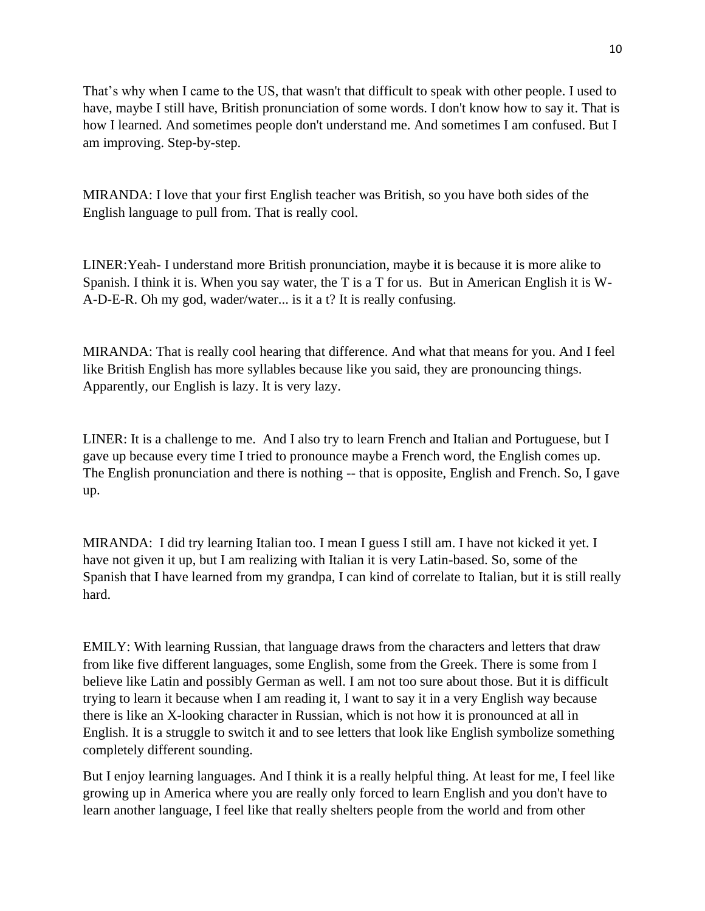That's why when I came to the US, that wasn't that difficult to speak with other people. I used to have, maybe I still have, British pronunciation of some words. I don't know how to say it. That is how I learned. And sometimes people don't understand me. And sometimes I am confused. But I am improving. Step-by-step.

MIRANDA: I love that your first English teacher was British, so you have both sides of the English language to pull from. That is really cool.

LINER:Yeah- I understand more British pronunciation, maybe it is because it is more alike to Spanish. I think it is. When you say water, the T is a T for us. But in American English it is W-A-D-E-R. Oh my god, wader/water... is it a t? It is really confusing.

MIRANDA: That is really cool hearing that difference. And what that means for you. And I feel like British English has more syllables because like you said, they are pronouncing things. Apparently, our English is lazy. It is very lazy.

LINER: It is a challenge to me. And I also try to learn French and Italian and Portuguese, but I gave up because every time I tried to pronounce maybe a French word, the English comes up. The English pronunciation and there is nothing -- that is opposite, English and French. So, I gave up.

MIRANDA: I did try learning Italian too. I mean I guess I still am. I have not kicked it yet. I have not given it up, but I am realizing with Italian it is very Latin-based. So, some of the Spanish that I have learned from my grandpa, I can kind of correlate to Italian, but it is still really hard.

EMILY: With learning Russian, that language draws from the characters and letters that draw from like five different languages, some English, some from the Greek. There is some from I believe like Latin and possibly German as well. I am not too sure about those. But it is difficult trying to learn it because when I am reading it, I want to say it in a very English way because there is like an X-looking character in Russian, which is not how it is pronounced at all in English. It is a struggle to switch it and to see letters that look like English symbolize something completely different sounding.

But I enjoy learning languages. And I think it is a really helpful thing. At least for me, I feel like growing up in America where you are really only forced to learn English and you don't have to learn another language, I feel like that really shelters people from the world and from other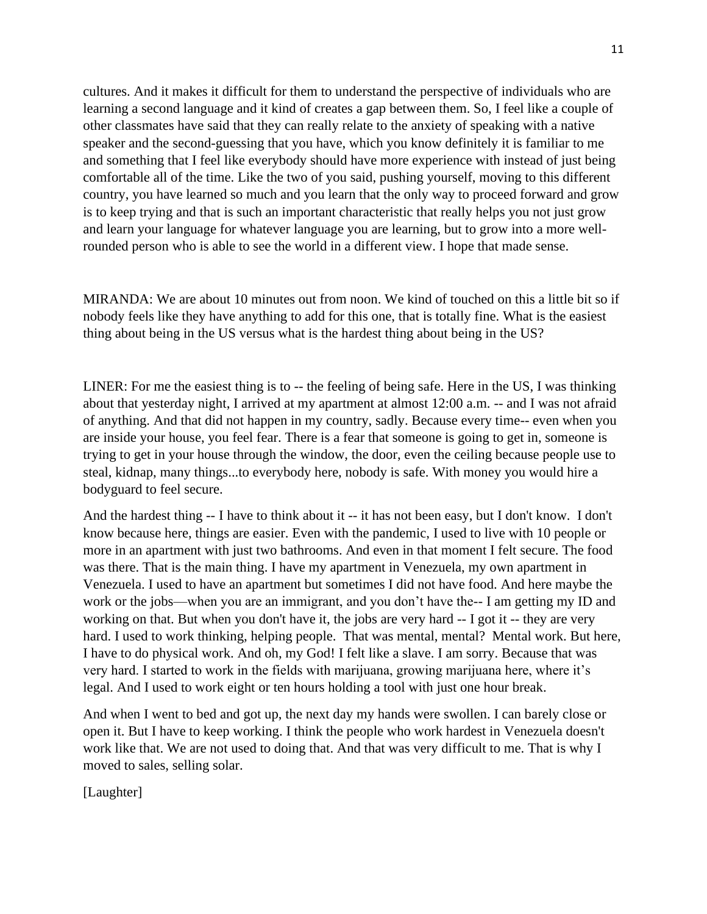cultures. And it makes it difficult for them to understand the perspective of individuals who are learning a second language and it kind of creates a gap between them. So, I feel like a couple of other classmates have said that they can really relate to the anxiety of speaking with a native speaker and the second-guessing that you have, which you know definitely it is familiar to me and something that I feel like everybody should have more experience with instead of just being comfortable all of the time. Like the two of you said, pushing yourself, moving to this different country, you have learned so much and you learn that the only way to proceed forward and grow is to keep trying and that is such an important characteristic that really helps you not just grow and learn your language for whatever language you are learning, but to grow into a more well-rounded person who is able to see the world in a different view. I hope that made sense.

MIRANDA: We are about 10 minutes out from noon. We kind of touched on this a little bit so if nobody feels like they have anything to add for this one, that is totally fine. What is the easiest thing about being in the US versus what is the hardest thing about being in the US?

LINER: For me the easiest thing is to -- the feeling of being safe. Here in the US, I was thinking about that yesterday night, I arrived at my apartment at almost 12:00 a.m. -- and I was not afraid of anything. And that did not happen in my country, sadly. Because every time-- even when you are inside your house, you feel fear. There is a fear that someone is going to get in, someone is trying to get in your house through the window, the door, even the ceiling because people use to steal, kidnap, many things...to everybody here, nobody is safe. With money you would hire a bodyguard to feel secure.

And the hardest thing -- I have to think about it -- it has not been easy, but I don't know. I don't know because here, things are easier. Even with the pandemic, I used to live with 10 people or more in an apartment with just two bathrooms. And even in that moment I felt secure. The food was there. That is the main thing. I have my apartment in Venezuela, my own apartment in Venezuela. I used to have an apartment but sometimes I did not have food. And here maybe the work or the jobs—when you are an immigrant, and you don't have the-- I am getting my ID and working on that. But when you don't have it, the jobs are very hard -- I got it -- they are very hard. I used to work thinking, helping people. That was mental, mental? Mental work. But here, I have to do physical work. And oh, my God! I felt like a slave. I am sorry. Because that was very hard. I started to work in the fields with marijuana, growing marijuana here, where it's legal. And I used to work eight or ten hours holding a tool with just one hour break.

And when I went to bed and got up, the next day my hands were swollen. I can barely close or open it. But I have to keep working. I think the people who work hardest in Venezuela doesn't work like that. We are not used to doing that. And that was very difficult to me. That is why I moved to sales, selling solar.

[Laughter]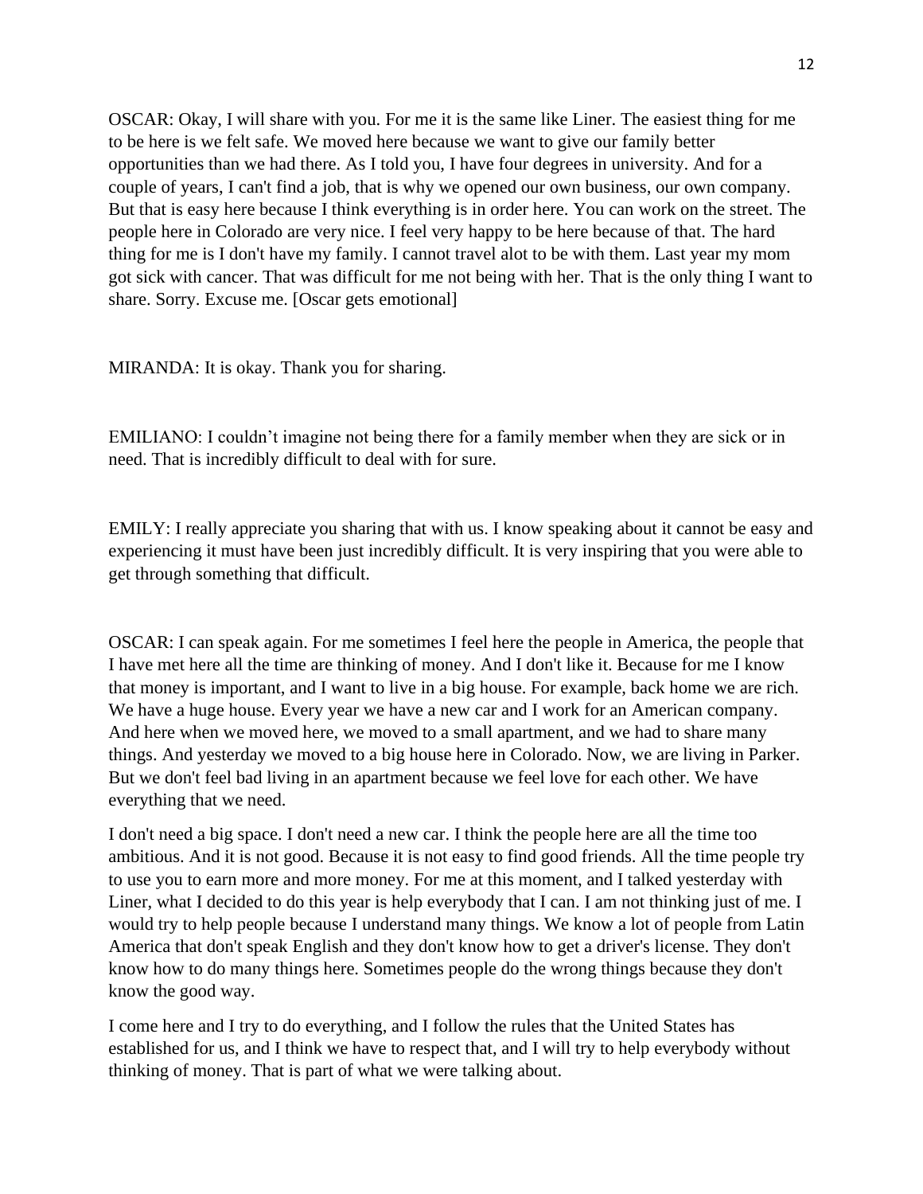OSCAR: Okay, I will share with you. For me it is the same like Liner. The easiest thing for me to be here is we felt safe. We moved here because we want to give our family better opportunities than we had there. As I told you, I have four degrees in university. And for a couple of years, I can't find a job, that is why we opened our own business, our own company. But that is easy here because I think everything is in order here. You can work on the street. The people here in Colorado are very nice. I feel very happy to be here because of that. The hard thing for me is I don't have my family. I cannot travel alot to be with them. Last year my mom got sick with cancer. That was difficult for me not being with her. That is the only thing I want to share. Sorry. Excuse me. [Oscar gets emotional]

MIRANDA: It is okay. Thank you for sharing.

EMILIANO: I couldn't imagine not being there for a family member when they are sick or in need. That is incredibly difficult to deal with for sure.

EMILY: I really appreciate you sharing that with us. I know speaking about it cannot be easy and experiencing it must have been just incredibly difficult. It is very inspiring that you were able to get through something that difficult.

OSCAR: I can speak again. For me sometimes I feel here the people in America, the people that I have met here all the time are thinking of money. And I don't like it. Because for me I know that money is important, and I want to live in a big house. For example, back home we are rich. We have a huge house. Every year we have a new car and I work for an American company. And here when we moved here, we moved to a small apartment, and we had to share many things. And yesterday we moved to a big house here in Colorado. Now, we are living in Parker. But we don't feel bad living in an apartment because we feel love for each other. We have everything that we need.

I don't need a big space. I don't need a new car. I think the people here are all the time too ambitious. And it is not good. Because it is not easy to find good friends. All the time people try to use you to earn more and more money. For me at this moment, and I talked yesterday with Liner, what I decided to do this year is help everybody that I can. I am not thinking just of me. I would try to help people because I understand many things. We know a lot of people from Latin America that don't speak English and they don't know how to get a driver's license. They don't know how to do many things here. Sometimes people do the wrong things because they don't know the good way.

I come here and I try to do everything, and I follow the rules that the United States has established for us, and I think we have to respect that, and I will try to help everybody without thinking of money. That is part of what we were talking about.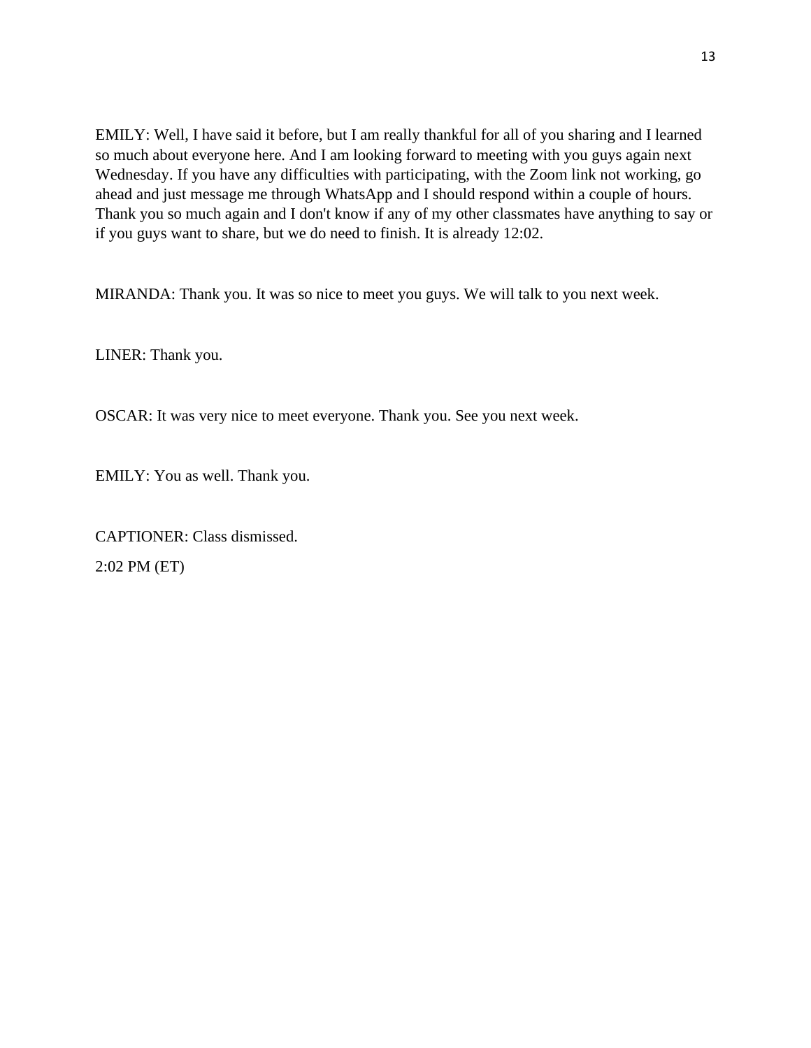EMILY: Well, I have said it before, but I am really thankful for all of you sharing and I learned so much about everyone here. And I am looking forward to meeting with you guys again next Wednesday. If you have any difficulties with participating, with the Zoom link not working, go ahead and just message me through WhatsApp and I should respond within a couple of hours. Thank you so much again and I don't know if any of my other classmates have anything to say or if you guys want to share, but we do need to finish. It is already 12:02.

MIRANDA: Thank you. It was so nice to meet you guys. We will talk to you next week.

LINER: Thank you.

OSCAR: It was very nice to meet everyone. Thank you. See you next week.

EMILY: You as well. Thank you.

CAPTIONER: Class dismissed.

2:02 PM (ET)